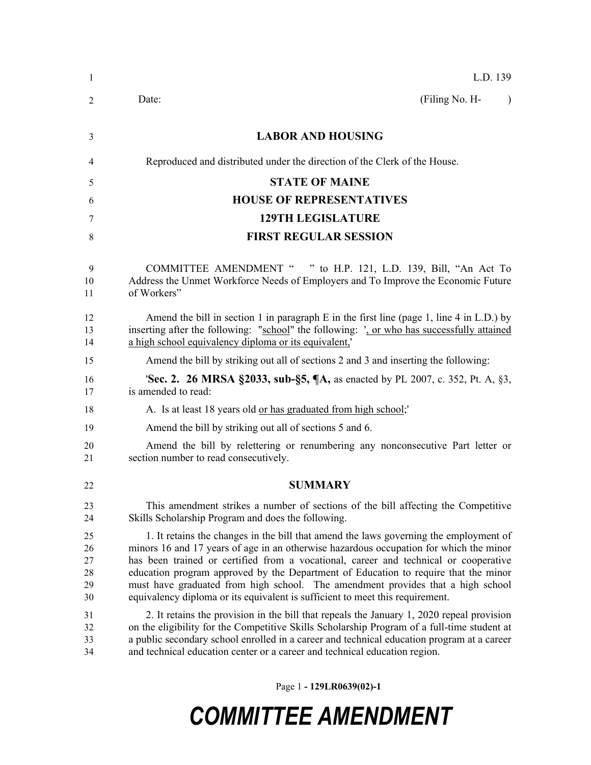L.D. 139

Date: (Filing No. H- )

## LABOR AND HOUSING

Reproduced and distributed under the direction of the Clerk of the House.

## STATE OF MAINE
## HOUSE OF REPRESENTATIVES
## 129TH LEGISLATURE
## FIRST REGULAR SESSION

COMMITTEE AMENDMENT " " to H.P. 121, L.D. 139, Bill, "An Act To Address the Unmet Workforce Needs of Employers and To Improve the Economic Future of Workers"

Amend the bill in section 1 in paragraph E in the first line (page 1, line 4 in L.D.) by inserting after the following: "school" the following: ', or who has successfully attained a high school equivalency diploma or its equivalent,'

Amend the bill by striking out all of sections 2 and 3 and inserting the following:

'**Sec. 2. 26 MRSA §2033, sub-§5, ¶A,** as enacted by PL 2007, c. 352, Pt. A, §3, is amended to read:

A. Is at least 18 years old or has graduated from high school;'

Amend the bill by striking out all of sections 5 and 6.

Amend the bill by relettering or renumbering any nonconsecutive Part letter or section number to read consecutively.

## SUMMARY

This amendment strikes a number of sections of the bill affecting the Competitive Skills Scholarship Program and does the following.

1. It retains the changes in the bill that amend the laws governing the employment of minors 16 and 17 years of age in an otherwise hazardous occupation for which the minor has been trained or certified from a vocational, career and technical or cooperative education program approved by the Department of Education to require that the minor must have graduated from high school. The amendment provides that a high school equivalency diploma or its equivalent is sufficient to meet this requirement.

2. It retains the provision in the bill that repeals the January 1, 2020 repeal provision on the eligibility for the Competitive Skills Scholarship Program of a full-time student at a public secondary school enrolled in a career and technical education program at a career and technical education center or a career and technical education region.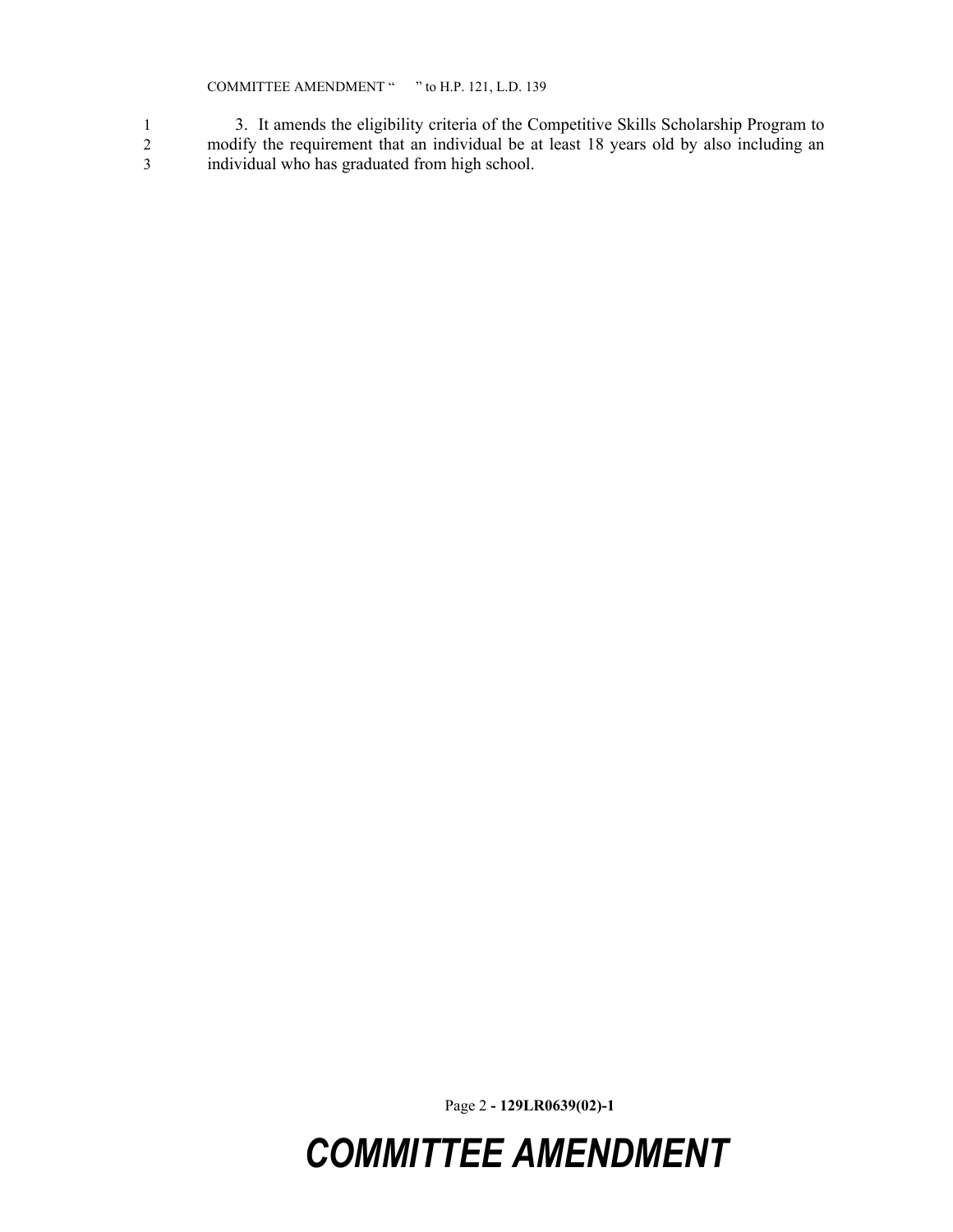3. It amends the eligibility criteria of the Competitive Skills Scholarship Program to modify the requirement that an individual be at least 18 years old by also including an individual who has graduated from high school.